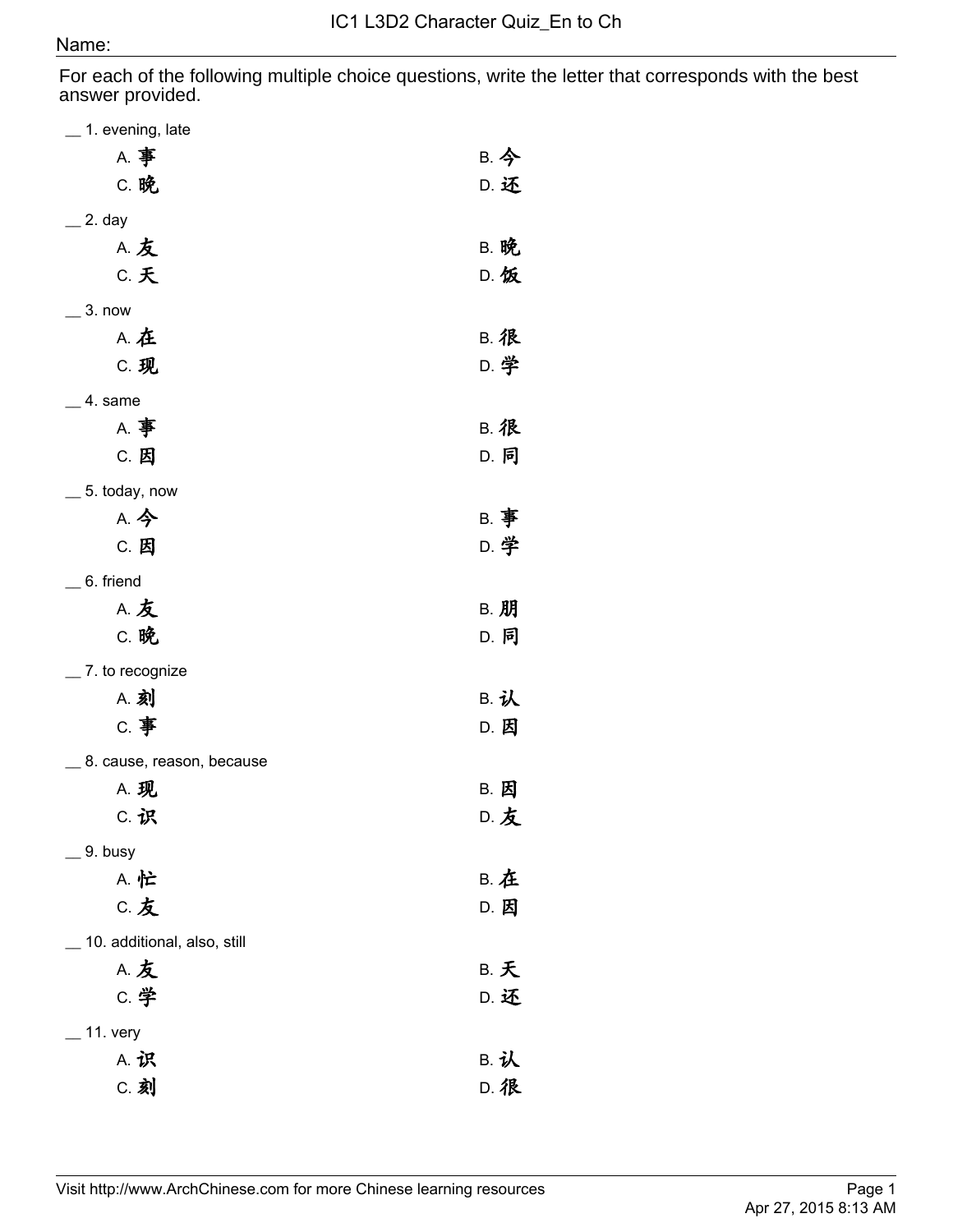# IC1 L3D2 Character Quiz_En to Ch

Name:

For each of the following multiple choice questions, write the letter that corresponds with the best answer provided.

__ 1. evening, late

A. 事　　B. 今
C. 晚　　D. 还

__ 2. day

A. 友　　B. 晚
C. 天　　D. 饭

__ 3. now

A. 在　　B. 很
C. 现　　D. 学

__ 4. same

A. 事　　B. 很
C. 因　　D. 同

__ 5. today, now

A. 今　　B. 事
C. 因　　D. 学

__ 6. friend

A. 友　　B. 朋
C. 晚　　D. 同

__ 7. to recognize

A. 刻　　B. 认
C. 事　　D. 因

__ 8. cause, reason, because

A. 现　　B. 因
C. 识　　D. 友

__ 9. busy

A. 忙　　B. 在
C. 友　　D. 因

__ 10. additional, also, still

A. 友　　B. 天
C. 学　　D. 还

__ 11. very

A. 识　　B. 认
C. 刻　　D. 很

Visit http://www.ArchChinese.com for more Chinese learning resources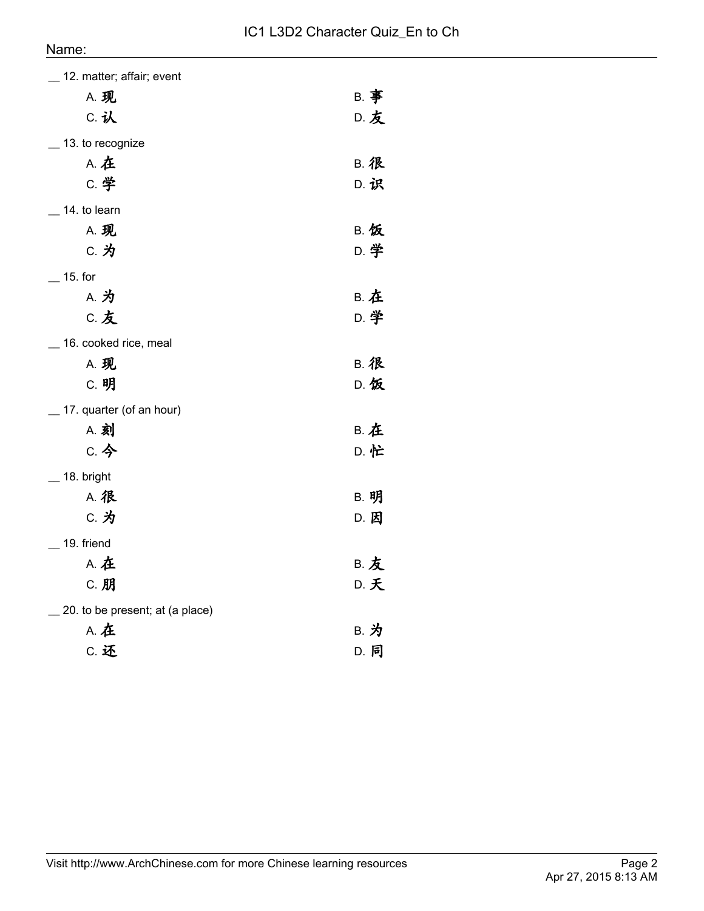Name:

__ 12. matter; affair; event

A. 现　　B. 事
C. 认　　D. 友

__ 13. to recognize

A. 在　　B. 很
C. 学　　D. 识

__ 14. to learn

A. 现　　B. 饭
C. 为　　D. 学

__ 15. for

A. 为　　B. 在
C. 友　　D. 学

__ 16. cooked rice, meal

A. 现　　B. 很
C. 明　　D. 饭

__ 17. quarter (of an hour)

A. 刻　　B. 在
C. 今　　D. 忙

__ 18. bright

A. 很　　B. 明
C. 为　　D. 因

__ 19. friend

A. 在　　B. 友
C. 朋　　D. 天

__ 20. to be present; at (a place)

A. 在　　B. 为
C. 还　　D. 同

Visit http://www.ArchChinese.com for more Chinese learning resources